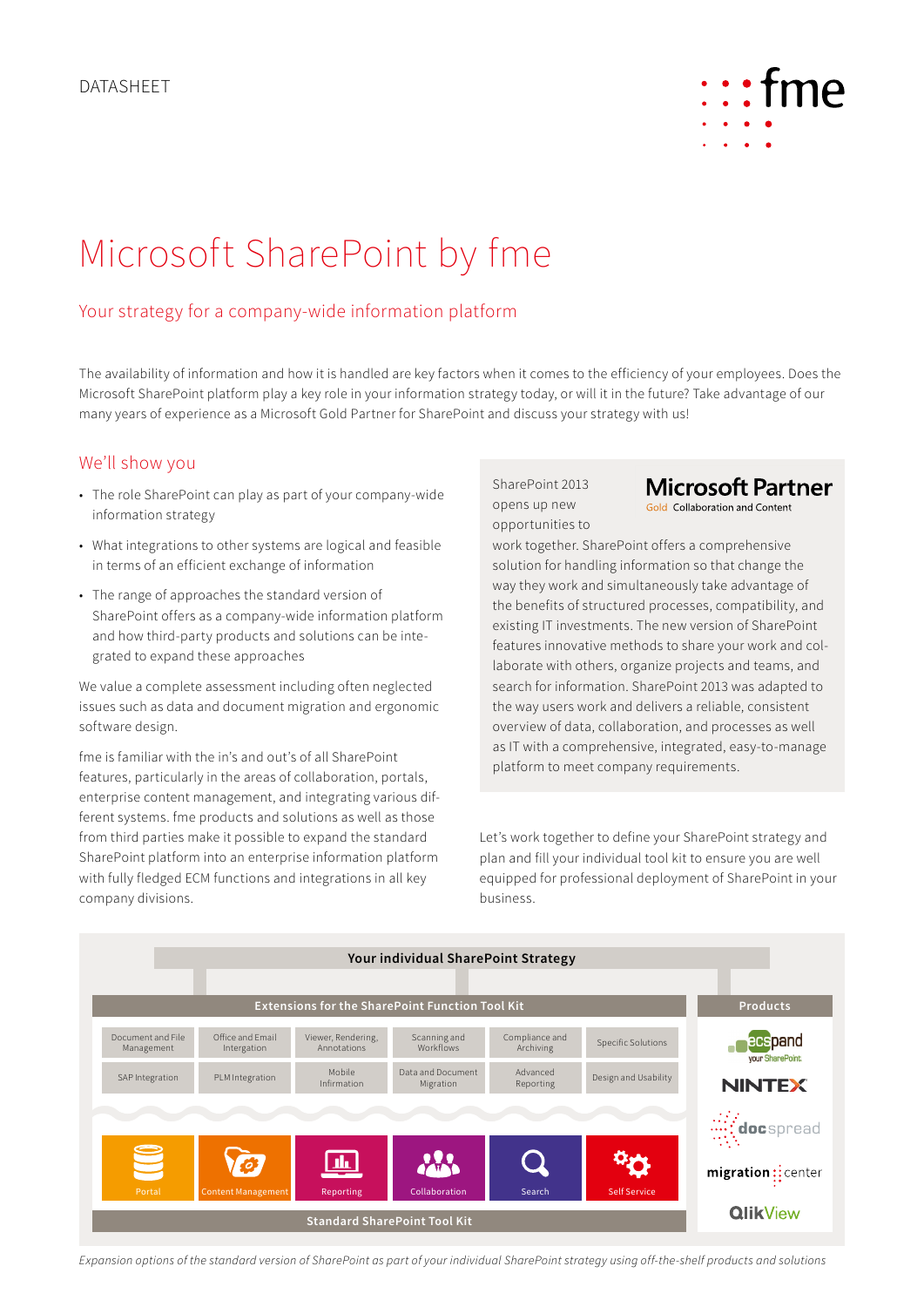DATASHEET

# Microsoft SharePoint by fme

## Your strategy for a company-wide information platform

The availability of information and how it is handled are key factors when it comes to the efficiency of your employees. Does the Microsoft SharePoint platform play a key role in your information strategy today, or will it in the future? Take advantage of our many years of experience as a Microsoft Gold Partner for SharePoint and discuss your strategy with us!

## We'll show you

- The role SharePoint can play as part of your company-wide information strategy
- What integrations to other systems are logical and feasible in terms of an efficient exchange of information
- The range of approaches the standard version of SharePoint offers as a company-wide information platform and how third-party products and solutions can be integrated to expand these approaches

We value a complete assessment including often neglected issues such as data and document migration and ergonomic software design.

fme is familiar with the in's and out's of all SharePoint features, particularly in the areas of collaboration, portals, enterprise content management, and integrating various different systems. fme products and solutions as well as those from third parties make it possible to expand the standard SharePoint platform into an enterprise information platform with fully fledged ECM functions and integrations in all key company divisions.

**Microsoft Partner**
Gold Collaboration and Content

SharePoint 2013 opens up new opportunities to work together. SharePoint offers a comprehensive solution for handling information so that change the way they work and simultaneously take advantage of the benefits of structured processes, compatibility, and existing IT investments. The new version of SharePoint features innovative methods to share your work and collaborate with others, organize projects and teams, and search for information. SharePoint 2013 was adapted to the way users work and delivers a reliable, consistent overview of data, collaboration, and processes as well as IT with a comprehensive, integrated, easy-to-manage platform to meet company requirements.

Let's work together to define your SharePoint strategy and plan and fill your individual tool kit to ensure you are well equipped for professional deployment of SharePoint in your business.

**Your individual SharePoint Strategy**

**Extensions for the SharePoint Function Tool Kit**

| | | | | | |
|---|---|---|---|---|---|
| Document and File Management | Office and Email Intergation | Viewer, Rendering, Annotations | Scanning and Workflows | Compliance and Archiving | Specific Solutions |
| SAP Integration | PLM Integration | Mobile Infirmation | Data and Document Migration | Advanced Reporting | Design and Usability |

**Standard SharePoint Tool Kit**

| | | | | | |
|---|---|---|---|---|---|
| Portal | Content Management | Reporting | Collaboration | Search | Self Service |

**Products**

- ecspand your SharePoint
- NINTEX
- docspread
- migration center
- QlikView

*Expansion options of the standard version of SharePoint as part of your individual SharePoint strategy using off-the-shelf products and solutions*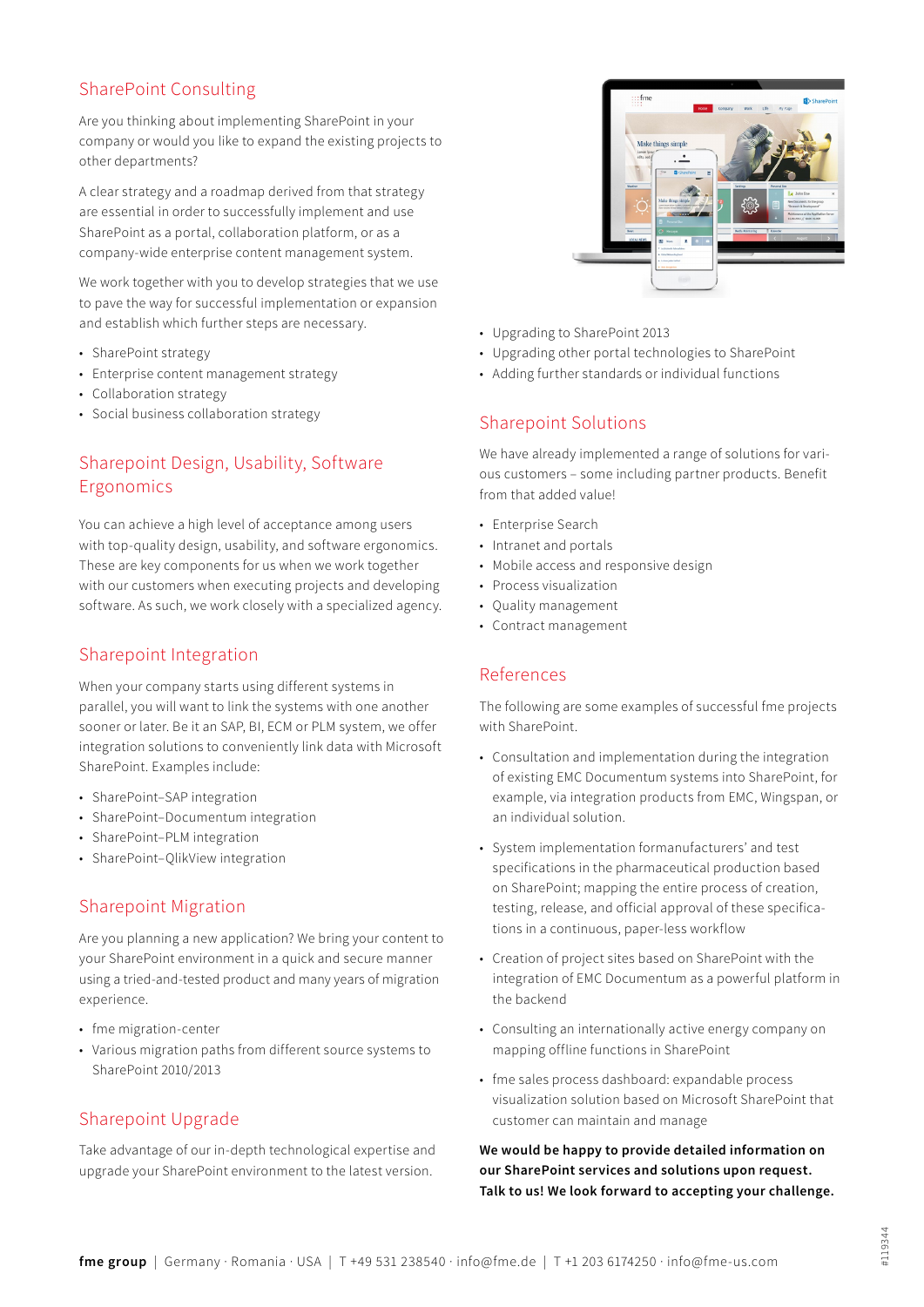## SharePoint Consulting

Are you thinking about implementing SharePoint in your company or would you like to expand the existing projects to other departments?

A clear strategy and a roadmap derived from that strategy are essential in order to successfully implement and use SharePoint as a portal, collaboration platform, or as a company-wide enterprise content management system.

We work together with you to develop strategies that we use to pave the way for successful implementation or expansion and establish which further steps are necessary.

- SharePoint strategy
- Enterprise content management strategy
- Collaboration strategy
- Social business collaboration strategy

## Sharepoint Design, Usability, Software Ergonomics

You can achieve a high level of acceptance among users with top-quality design, usability, and software ergonomics. These are key components for us when we work together with our customers when executing projects and developing software. As such, we work closely with a specialized agency.

## Sharepoint Integration

When your company starts using different systems in parallel, you will want to link the systems with one another sooner or later. Be it an SAP, BI, ECM or PLM system, we offer integration solutions to conveniently link data with Microsoft SharePoint. Examples include:

- SharePoint–SAP integration
- SharePoint–Documentum integration
- SharePoint–PLM integration
- SharePoint–QlikView integration

## Sharepoint Migration

Are you planning a new application? We bring your content to your SharePoint environment in a quick and secure manner using a tried-and-tested product and many years of migration experience.

- fme migration-center
- Various migration paths from different source systems to SharePoint 2010/2013

## Sharepoint Upgrade

Take advantage of our in-depth technological expertise and upgrade your SharePoint environment to the latest version.

- Upgrading to SharePoint 2013
- Upgrading other portal technologies to SharePoint
- Adding further standards or individual functions

## Sharepoint Solutions

We have already implemented a range of solutions for various customers – some including partner products. Benefit from that added value!

- Enterprise Search
- Intranet and portals
- Mobile access and responsive design
- Process visualization
- Quality management
- Contract management

## References

The following are some examples of successful fme projects with SharePoint.

- Consultation and implementation during the integration of existing EMC Documentum systems into SharePoint, for example, via integration products from EMC, Wingspan, or an individual solution.
- System implementation formanufacturers' and test specifications in the pharmaceutical production based on SharePoint; mapping the entire process of creation, testing, release, and official approval of these specifications in a continuous, paper-less workflow
- Creation of project sites based on SharePoint with the integration of EMC Documentum as a powerful platform in the backend
- Consulting an internationally active energy company on mapping offline functions in SharePoint
- fme sales process dashboard: expandable process visualization solution based on Microsoft SharePoint that customer can maintain and manage

**We would be happy to provide detailed information on our SharePoint services and solutions upon request. Talk to us! We look forward to accepting your challenge.**

**fme group** | Germany · Romania · USA | T +49 531 238540 · info@fme.de | T +1 203 6174250 · info@fme-us.com

#119344